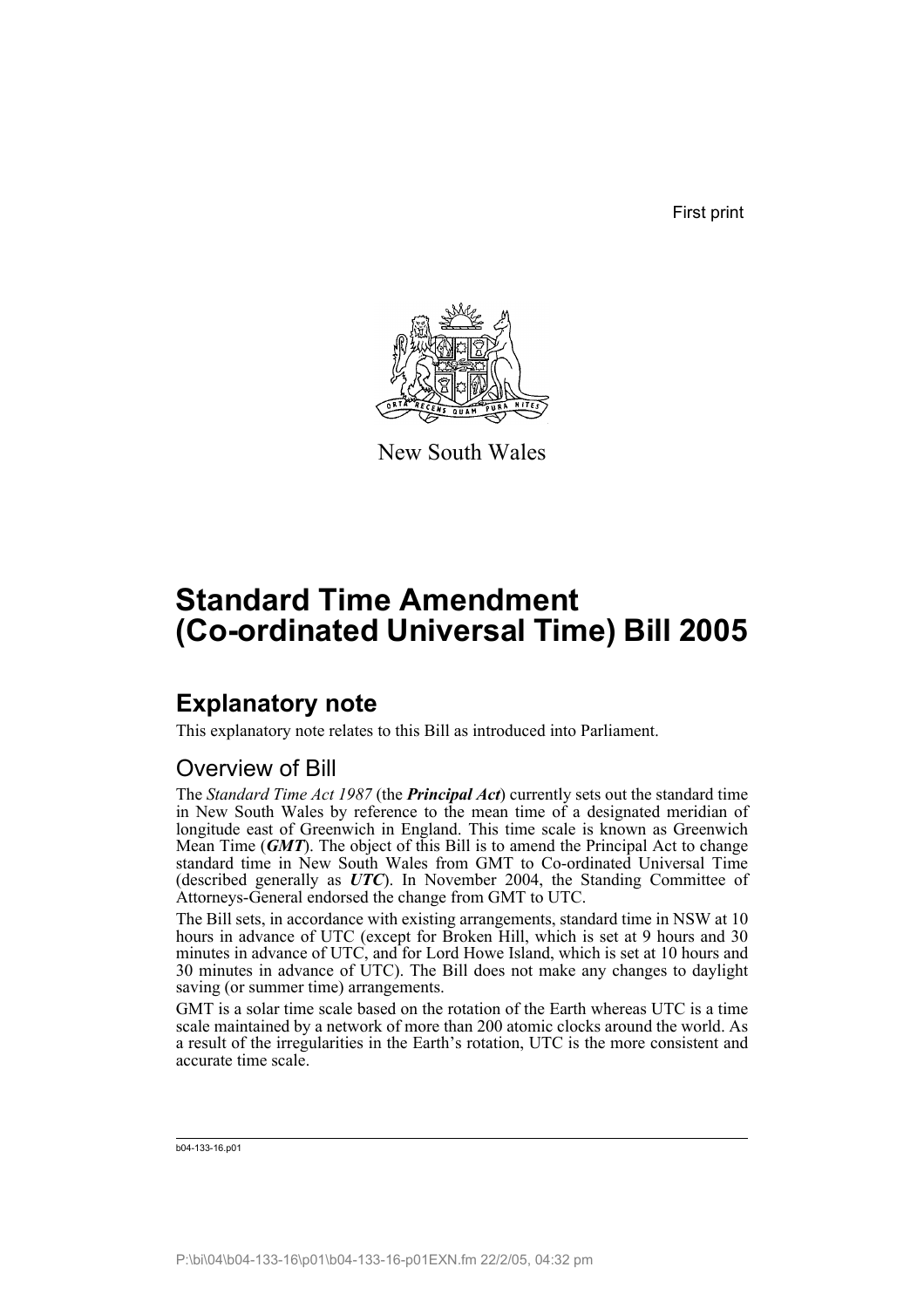First print

New South Wales

# Standard Time Amendment (Co-ordinated Universal Time) Bill 2005

## Explanatory note

This explanatory note relates to this Bill as introduced into Parliament.

### Overview of Bill

The *Standard Time Act 1987* (the ***Principal Act***) currently sets out the standard time in New South Wales by reference to the mean time of a designated meridian of longitude east of Greenwich in England. This time scale is known as Greenwich Mean Time (***GMT***). The object of this Bill is to amend the Principal Act to change standard time in New South Wales from GMT to Co-ordinated Universal Time (described generally as ***UTC***). In November 2004, the Standing Committee of Attorneys-General endorsed the change from GMT to UTC.

The Bill sets, in accordance with existing arrangements, standard time in NSW at 10 hours in advance of UTC (except for Broken Hill, which is set at 9 hours and 30 minutes in advance of UTC, and for Lord Howe Island, which is set at 10 hours and 30 minutes in advance of UTC). The Bill does not make any changes to daylight saving (or summer time) arrangements.

GMT is a solar time scale based on the rotation of the Earth whereas UTC is a time scale maintained by a network of more than 200 atomic clocks around the world. As a result of the irregularities in the Earth's rotation, UTC is the more consistent and accurate time scale.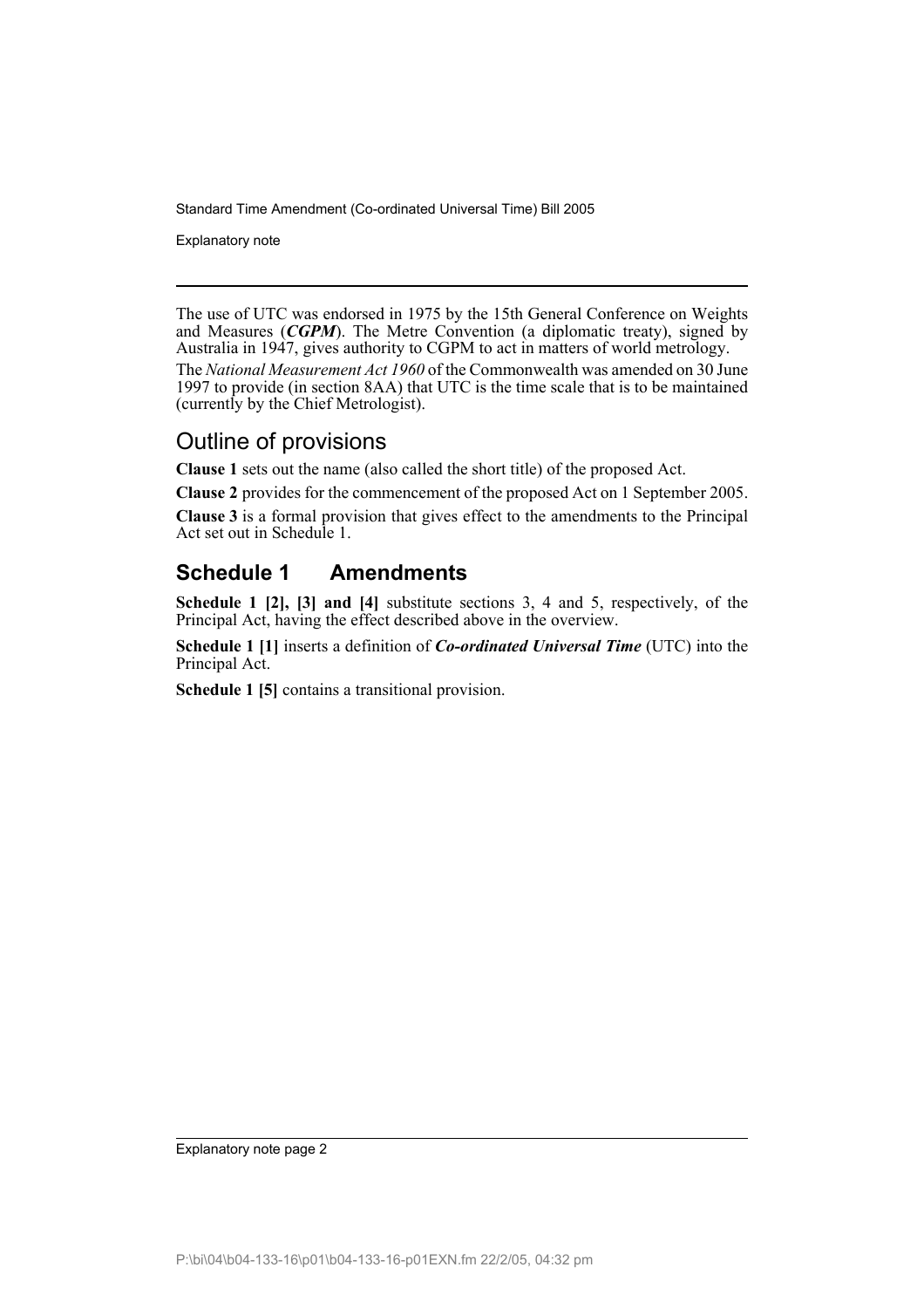The use of UTC was endorsed in 1975 by the 15th General Conference on Weights and Measures (***CGPM***). The Metre Convention (a diplomatic treaty), signed by Australia in 1947, gives authority to CGPM to act in matters of world metrology.

The *National Measurement Act 1960* of the Commonwealth was amended on 30 June 1997 to provide (in section 8AA) that UTC is the time scale that is to be maintained (currently by the Chief Metrologist).

## Outline of provisions

**Clause 1** sets out the name (also called the short title) of the proposed Act.

**Clause 2** provides for the commencement of the proposed Act on 1 September 2005.

**Clause 3** is a formal provision that gives effect to the amendments to the Principal Act set out in Schedule 1.

## Schedule 1 Amendments

**Schedule 1 [2], [3] and [4]** substitute sections 3, 4 and 5, respectively, of the Principal Act, having the effect described above in the overview.

**Schedule 1 [1]** inserts a definition of ***Co-ordinated Universal Time*** (UTC) into the Principal Act.

**Schedule 1 [5]** contains a transitional provision.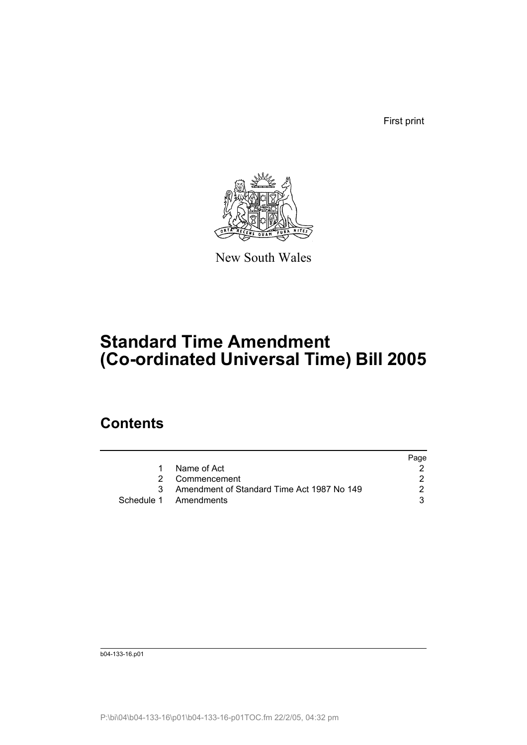First print

New South Wales

# Standard Time Amendment (Co-ordinated Universal Time) Bill 2005

## Contents

| | | Page |
|---|---|---|
| 1 | Name of Act | 2 |
| 2 | Commencement | 2 |
| 3 | Amendment of Standard Time Act 1987 No 149 | 2 |
| Schedule 1 | Amendments | 3 |

b04-133-16.p01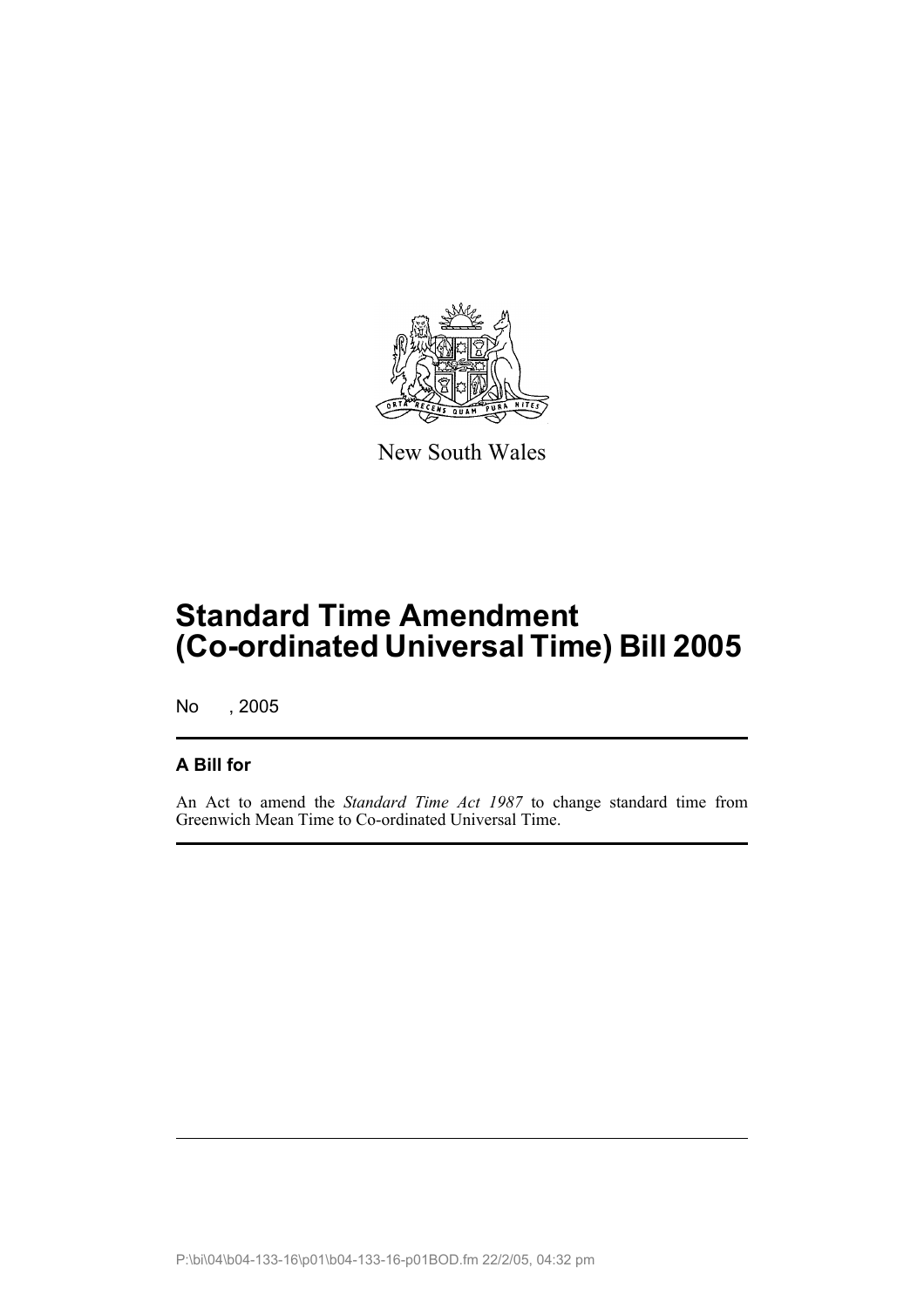New South Wales

# Standard Time Amendment (Co-ordinated Universal Time) Bill 2005

No , 2005

## A Bill for

An Act to amend the *Standard Time Act 1987* to change standard time from Greenwich Mean Time to Co-ordinated Universal Time.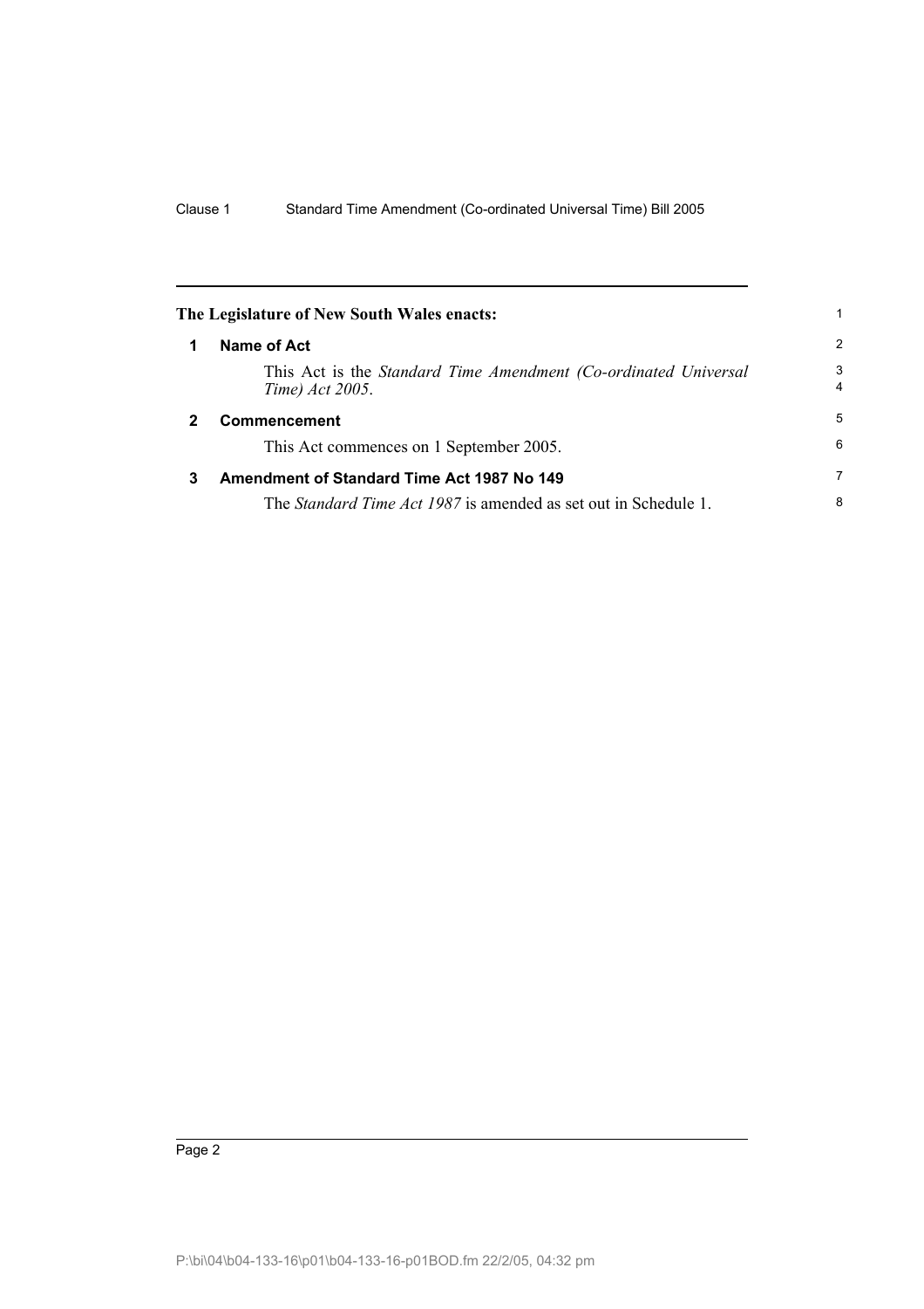**The Legislature of New South Wales enacts:**

## 1 Name of Act

This Act is the *Standard Time Amendment (Co-ordinated Universal Time) Act 2005*.

## 2 Commencement

This Act commences on 1 September 2005.

## 3 Amendment of Standard Time Act 1987 No 149

The *Standard Time Act 1987* is amended as set out in Schedule 1.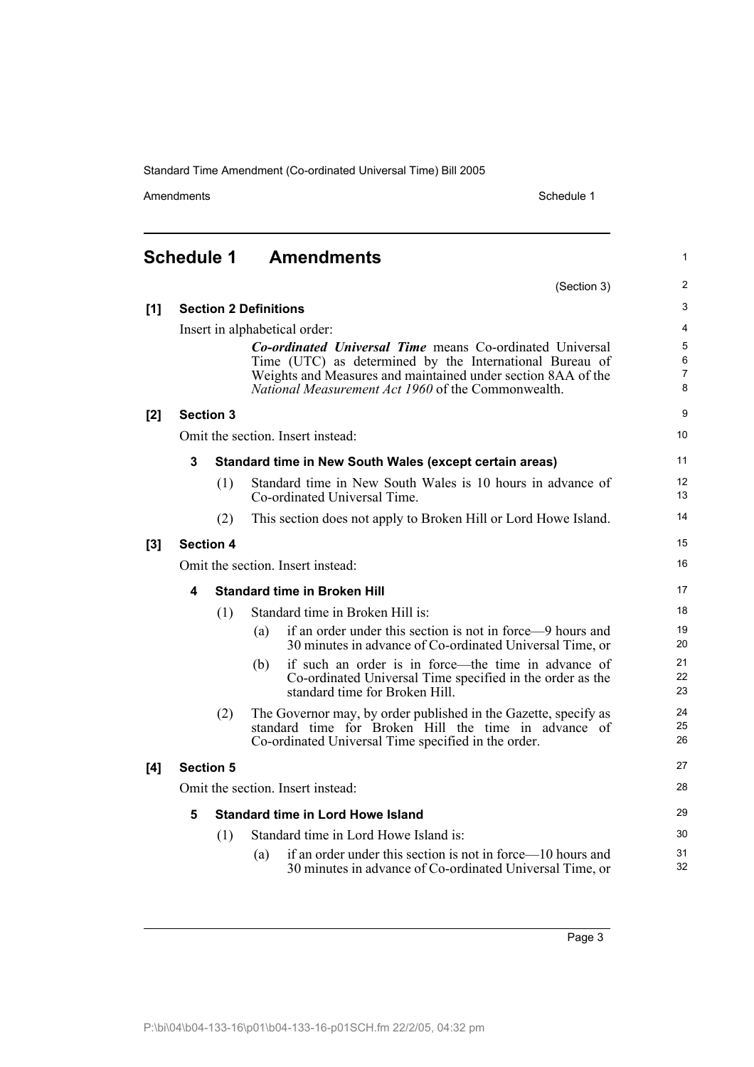## Schedule 1 Amendments

(Section 3)

**[1] Section 2 Definitions**

Insert in alphabetical order:

> ***Co-ordinated Universal Time*** means Co-ordinated Universal Time (UTC) as determined by the International Bureau of Weights and Measures and maintained under section 8AA of the *National Measurement Act 1960* of the Commonwealth.

**[2] Section 3**

Omit the section. Insert instead:

**3 Standard time in New South Wales (except certain areas)**

(1) Standard time in New South Wales is 10 hours in advance of Co-ordinated Universal Time.

(2) This section does not apply to Broken Hill or Lord Howe Island.

**[3] Section 4**

Omit the section. Insert instead:

**4 Standard time in Broken Hill**

(1) Standard time in Broken Hill is:

(a) if an order under this section is not in force—9 hours and 30 minutes in advance of Co-ordinated Universal Time, or

(b) if such an order is in force—the time in advance of Co-ordinated Universal Time specified in the order as the standard time for Broken Hill.

(2) The Governor may, by order published in the Gazette, specify as standard time for Broken Hill the time in advance of Co-ordinated Universal Time specified in the order.

**[4] Section 5**

Omit the section. Insert instead:

**5 Standard time in Lord Howe Island**

(1) Standard time in Lord Howe Island is:

(a) if an order under this section is not in force—10 hours and 30 minutes in advance of Co-ordinated Universal Time, or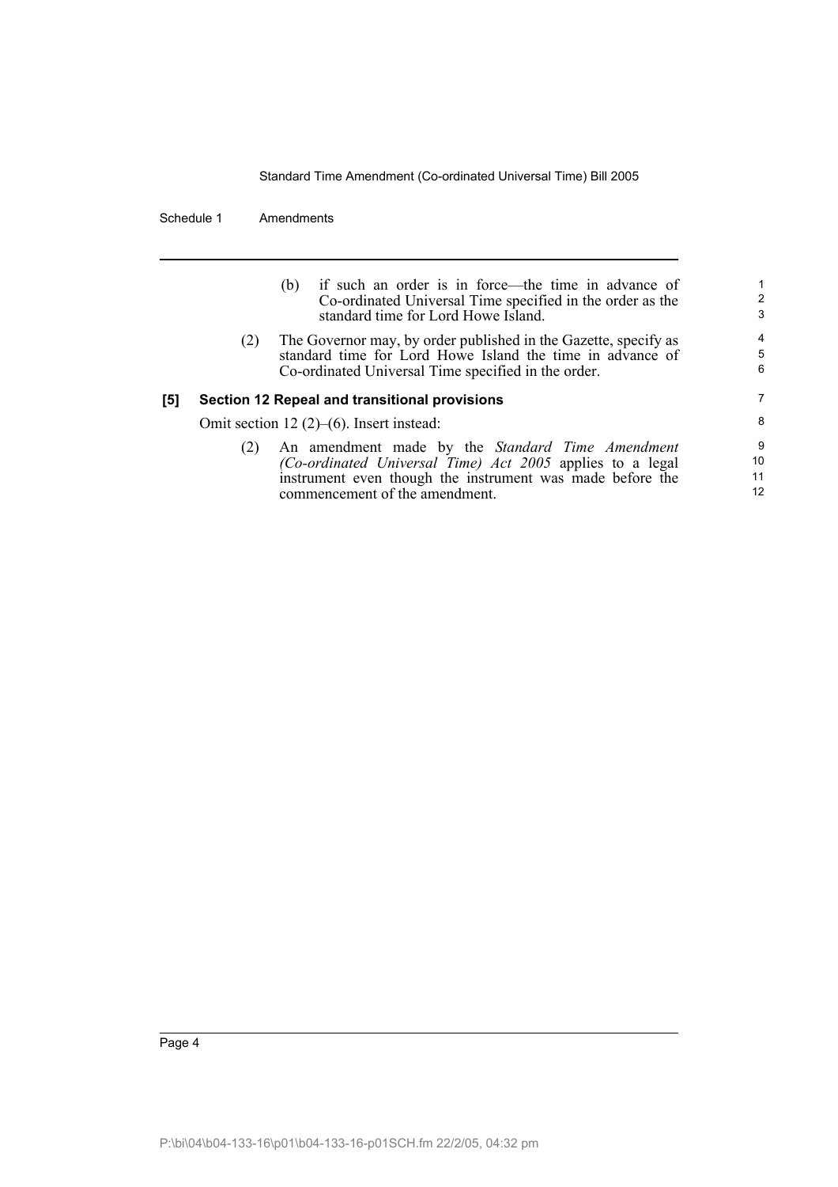(b) if such an order is in force—the time in advance of Co-ordinated Universal Time specified in the order as the standard time for Lord Howe Island.

(2) The Governor may, by order published in the Gazette, specify as standard time for Lord Howe Island the time in advance of Co-ordinated Universal Time specified in the order.

### [5] Section 12 Repeal and transitional provisions

Omit section 12 (2)–(6). Insert instead:

(2) An amendment made by the *Standard Time Amendment (Co-ordinated Universal Time) Act 2005* applies to a legal instrument even though the instrument was made before the commencement of the amendment.